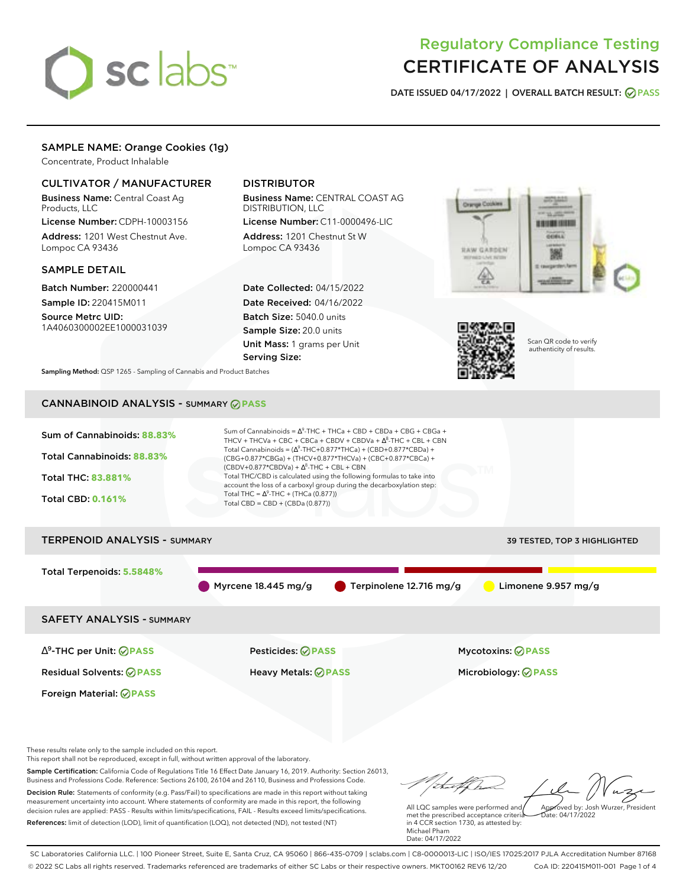# Regulatory Compliance Testing
# CERTIFICATE OF ANALYSIS

**DATE ISSUED 04/17/2022 | OVERALL BATCH RESULT: PASS**

## SAMPLE NAME: Orange Cookies (1g)

Concentrate, Product Inhalable

### CULTIVATOR / MANUFACTURER

**Business Name:** Central Coast Ag Products, LLC

**License Number:** CDPH-10003156

**Address:** 1201 West Chestnut Ave. Lompoc CA 93436

### DISTRIBUTOR

**Business Name:** CENTRAL COAST AG DISTRIBUTION, LLC

**License Number:** C11-0000496-LIC

**Address:** 1201 Chestnut St W Lompoc CA 93436

### SAMPLE DETAIL

**Batch Number:** 220000441

**Sample ID:** 220415M011

**Source Metrc UID:** 1A4060300002EE1000031039

**Date Collected:** 04/15/2022

**Date Received:** 04/16/2022

**Batch Size:** 5040.0 units

**Sample Size:** 20.0 units

**Unit Mass:** 1 grams per Unit

**Serving Size:**

Scan QR code to verify authenticity of results.

**Sampling Method:** QSP 1265 - Sampling of Cannabis and Product Batches

## CANNABINOID ANALYSIS - SUMMARY PASS

**Sum of Cannabinoids:** 88.83%

**Total Cannabinoids:** 88.83%

**Total THC:** 83.881%

**Total CBD:** 0.161%

Sum of Cannabinoids = $\Delta^9$-THC + THCa + CBD + CBDa + CBG + CBGa + THCV + THCVa + CBC + CBCa + CBDV + CBDVa + $\Delta^8$-THC + CBL + CBN

Total Cannabinoids = ($\Delta^9$-THC+0.877*THCa) + (CBD+0.877*CBDa) + (CBG+0.877*CBGa) + (THCV+0.877*THCVa) + (CBC+0.877*CBCa) + (CBDV+0.877*CBDVa) + $\Delta^8$-THC + CBL + CBN

Total THC/CBD is calculated using the following formulas to take into account the loss of a carboxyl group during the decarboxylation step:

Total THC = $\Delta^9$-THC + (THCa (0.877))

Total CBD = CBD + (CBDa (0.877))

## TERPENOID ANALYSIS - SUMMARY

39 TESTED, TOP 3 HIGHLIGHTED

**Total Terpenoids:** 5.5848%

Myrcene 18.445 mg/g | Terpinolene 12.716 mg/g | Limonene 9.957 mg/g

## SAFETY ANALYSIS - SUMMARY

| | | |
|---|---|---|
| $\Delta^9$-THC per Unit: PASS | Pesticides: PASS | Mycotoxins: PASS |
| Residual Solvents: PASS | Heavy Metals: PASS | Microbiology: PASS |
| Foreign Material: PASS | | |

These results relate only to the sample included on this report.
This report shall not be reproduced, except in full, without written approval of the laboratory.

**Sample Certification:** California Code of Regulations Title 16 Effect Date January 16, 2019. Authority: Section 26013, Business and Professions Code. Reference: Sections 26100, 26104 and 26110, Business and Professions Code.

**Decision Rule:** Statements of conformity (e.g. Pass/Fail) to specifications are made in this report without taking measurement uncertainty into account. Where statements of conformity are made in this report, the following decision rules are applied: PASS - Results within limits/specifications, FAIL - Results exceed limits/specifications.

**References:** limit of detection (LOD), limit of quantification (LOQ), not detected (ND), not tested (NT)

All LQC samples were performed and met the prescribed acceptance criteria in 4 CCR section 1730, as attested by: Michael Pham
Date: 04/17/2022

Approved by: Josh Wurzer, President
Date: 04/17/2022

SC Laboratories California LLC. | 100 Pioneer Street, Suite E, Santa Cruz, CA 95060 | 866-435-0709 | sclabs.com | C8-0000013-LIC | ISO/IES 17025:2017 PJLA Accreditation Number 87168
© 2022 SC Labs all rights reserved. Trademarks referenced are trademarks of either SC Labs or their respective owners. MKT00162 REV6 12/20 CoA ID: 220415M011-001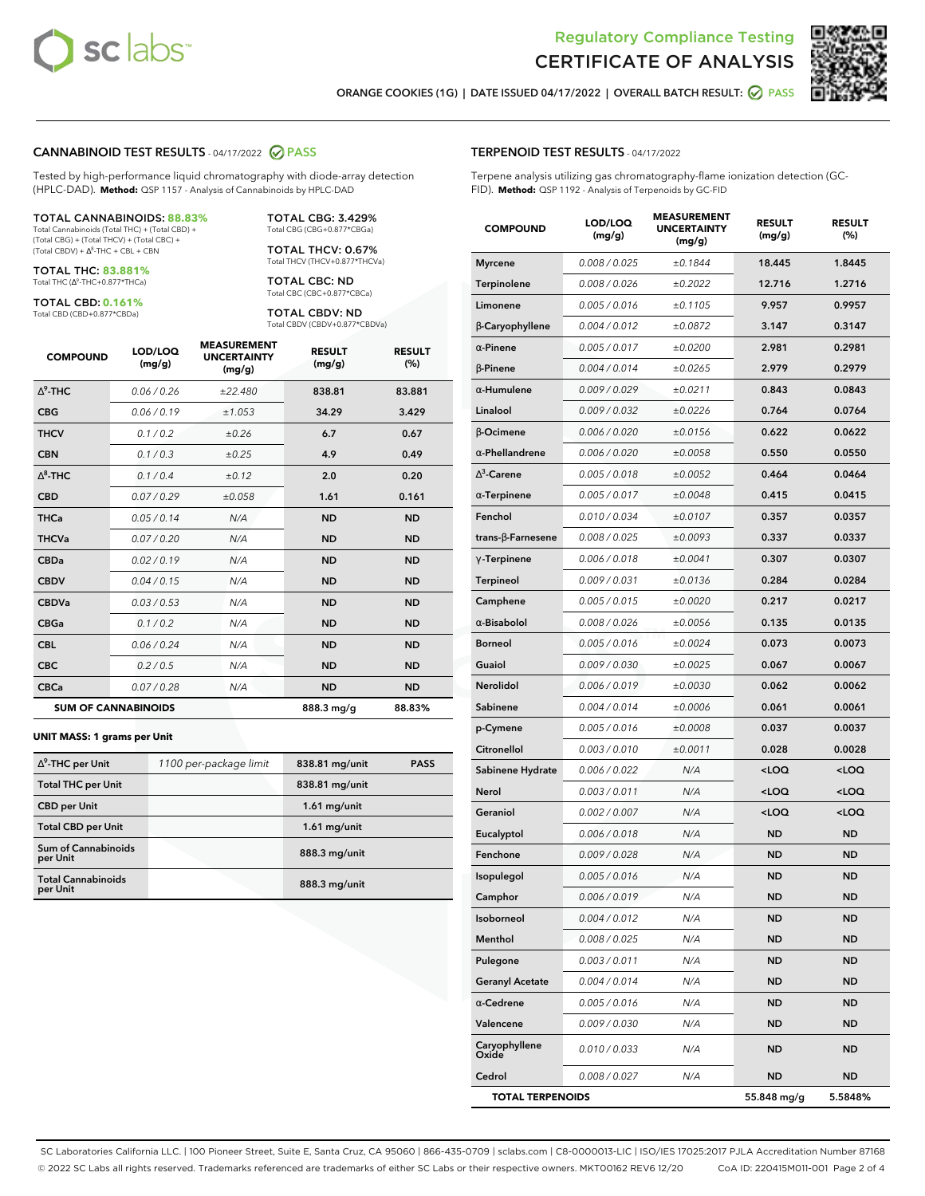Regulatory Compliance Testing

# CERTIFICATE OF ANALYSIS

ORANGE COOKIES (1G) | DATE ISSUED 04/17/2022 | OVERALL BATCH RESULT: PASS

## CANNABINOID TEST RESULTS - 04/17/2022 PASS

Tested by high-performance liquid chromatography with diode-array detection (HPLC-DAD). **Method:** QSP 1157 - Analysis of Cannabinoids by HPLC-DAD

**TOTAL CANNABINOIDS: 88.83%**
Total Cannabinoids (Total THC) + (Total CBD) + (Total CBG) + (Total THCV) + (Total CBC) + (Total CBDV) + Δ8-THC + CBL + CBN

**TOTAL THC: 83.881%**
Total THC (Δ9-THC+0.877*THCa)

**TOTAL CBD: 0.161%**
Total CBD (CBD+0.877*CBDa)

**TOTAL CBG: 3.429%**
Total CBG (CBG+0.877*CBGa)

**TOTAL THCV: 0.67%**
Total THCV (THCV+0.877*THCVa)

**TOTAL CBC: ND**
Total CBC (CBC+0.877*CBCa)

**TOTAL CBDV: ND**
Total CBDV (CBDV+0.877*CBDVa)

| COMPOUND | LOD/LOQ (mg/g) | MEASUREMENT UNCERTAINTY (mg/g) | RESULT (mg/g) | RESULT (%) |
|---|---|---|---|---|
| Δ9-THC | 0.06 / 0.26 | ±22.480 | 838.81 | 83.881 |
| CBG | 0.06 / 0.19 | ±1.053 | 34.29 | 3.429 |
| THCV | 0.1 / 0.2 | ±0.26 | 6.7 | 0.67 |
| CBN | 0.1 / 0.3 | ±0.25 | 4.9 | 0.49 |
| Δ8-THC | 0.1 / 0.4 | ±0.12 | 2.0 | 0.20 |
| CBD | 0.07 / 0.29 | ±0.058 | 1.61 | 0.161 |
| THCa | 0.05 / 0.14 | N/A | ND | ND |
| THCVa | 0.07 / 0.20 | N/A | ND | ND |
| CBDa | 0.02 / 0.19 | N/A | ND | ND |
| CBDV | 0.04 / 0.15 | N/A | ND | ND |
| CBDVa | 0.03 / 0.53 | N/A | ND | ND |
| CBGa | 0.1 / 0.2 | N/A | ND | ND |
| CBL | 0.06 / 0.24 | N/A | ND | ND |
| CBC | 0.2 / 0.5 | N/A | ND | ND |
| CBCa | 0.07 / 0.28 | N/A | ND | ND |
| **SUM OF CANNABINOIDS** | | | 888.3 mg/g | 88.83% |

**UNIT MASS: 1 grams per Unit**

| | | | |
|---|---|---|---|
| Δ9-THC per Unit | 1100 per-package limit | 838.81 mg/unit | PASS |
| Total THC per Unit | | 838.81 mg/unit | |
| CBD per Unit | | 1.61 mg/unit | |
| Total CBD per Unit | | 1.61 mg/unit | |
| Sum of Cannabinoids per Unit | | 888.3 mg/unit | |
| Total Cannabinoids per Unit | | 888.3 mg/unit | |

## TERPENOID TEST RESULTS - 04/17/2022

Terpene analysis utilizing gas chromatography-flame ionization detection (GC-FID). **Method:** QSP 1192 - Analysis of Terpenoids by GC-FID

| COMPOUND | LOD/LOQ (mg/g) | MEASUREMENT UNCERTAINTY (mg/g) | RESULT (mg/g) | RESULT (%) |
|---|---|---|---|---|
| Myrcene | 0.008 / 0.025 | ±0.1844 | 18.445 | 1.8445 |
| Terpinolene | 0.008 / 0.026 | ±0.2022 | 12.716 | 1.2716 |
| Limonene | 0.005 / 0.016 | ±0.1105 | 9.957 | 0.9957 |
| β-Caryophyllene | 0.004 / 0.012 | ±0.0872 | 3.147 | 0.3147 |
| α-Pinene | 0.005 / 0.017 | ±0.0200 | 2.981 | 0.2981 |
| β-Pinene | 0.004 / 0.014 | ±0.0265 | 2.979 | 0.2979 |
| α-Humulene | 0.009 / 0.029 | ±0.0211 | 0.843 | 0.0843 |
| Linalool | 0.009 / 0.032 | ±0.0226 | 0.764 | 0.0764 |
| β-Ocimene | 0.006 / 0.020 | ±0.0156 | 0.622 | 0.0622 |
| α-Phellandrene | 0.006 / 0.020 | ±0.0058 | 0.550 | 0.0550 |
| Δ3-Carene | 0.005 / 0.018 | ±0.0052 | 0.464 | 0.0464 |
| α-Terpinene | 0.005 / 0.017 | ±0.0048 | 0.415 | 0.0415 |
| Fenchol | 0.010 / 0.034 | ±0.0107 | 0.357 | 0.0357 |
| trans-β-Farnesene | 0.008 / 0.025 | ±0.0093 | 0.337 | 0.0337 |
| γ-Terpinene | 0.006 / 0.018 | ±0.0041 | 0.307 | 0.0307 |
| Terpineol | 0.009 / 0.031 | ±0.0136 | 0.284 | 0.0284 |
| Camphene | 0.005 / 0.015 | ±0.0020 | 0.217 | 0.0217 |
| α-Bisabolol | 0.008 / 0.026 | ±0.0056 | 0.135 | 0.0135 |
| Borneol | 0.005 / 0.016 | ±0.0024 | 0.073 | 0.0073 |
| Guaiol | 0.009 / 0.030 | ±0.0025 | 0.067 | 0.0067 |
| Nerolidol | 0.006 / 0.019 | ±0.0030 | 0.062 | 0.0062 |
| Sabinene | 0.004 / 0.014 | ±0.0006 | 0.061 | 0.0061 |
| p-Cymene | 0.005 / 0.016 | ±0.0008 | 0.037 | 0.0037 |
| Citronellol | 0.003 / 0.010 | ±0.0011 | 0.028 | 0.0028 |
| Sabinene Hydrate | 0.006 / 0.022 | N/A | <LOQ | <LOQ |
| Nerol | 0.003 / 0.011 | N/A | <LOQ | <LOQ |
| Geraniol | 0.002 / 0.007 | N/A | <LOQ | <LOQ |
| Eucalyptol | 0.006 / 0.018 | N/A | ND | ND |
| Fenchone | 0.009 / 0.028 | N/A | ND | ND |
| Isopulegol | 0.005 / 0.016 | N/A | ND | ND |
| Camphor | 0.006 / 0.019 | N/A | ND | ND |
| Isoborneol | 0.004 / 0.012 | N/A | ND | ND |
| Menthol | 0.008 / 0.025 | N/A | ND | ND |
| Pulegone | 0.003 / 0.011 | N/A | ND | ND |
| Geranyl Acetate | 0.004 / 0.014 | N/A | ND | ND |
| α-Cedrene | 0.005 / 0.016 | N/A | ND | ND |
| Valencene | 0.009 / 0.030 | N/A | ND | ND |
| Caryophyllene Oxide | 0.010 / 0.033 | N/A | ND | ND |
| Cedrol | 0.008 / 0.027 | N/A | ND | ND |
| **TOTAL TERPENOIDS** | | | 55.848 mg/g | 5.5848% |

SC Laboratories California LLC. | 100 Pioneer Street, Suite E, Santa Cruz, CA 95060 | 866-435-0709 | sclabs.com | C8-0000013-LIC | ISO/IES 17025:2017 PJLA Accreditation Number 87168
© 2022 SC Labs all rights reserved. Trademarks referenced are trademarks of either SC Labs or their respective owners. MKT00162 REV6 12/20 CoA ID: 220415M011-001